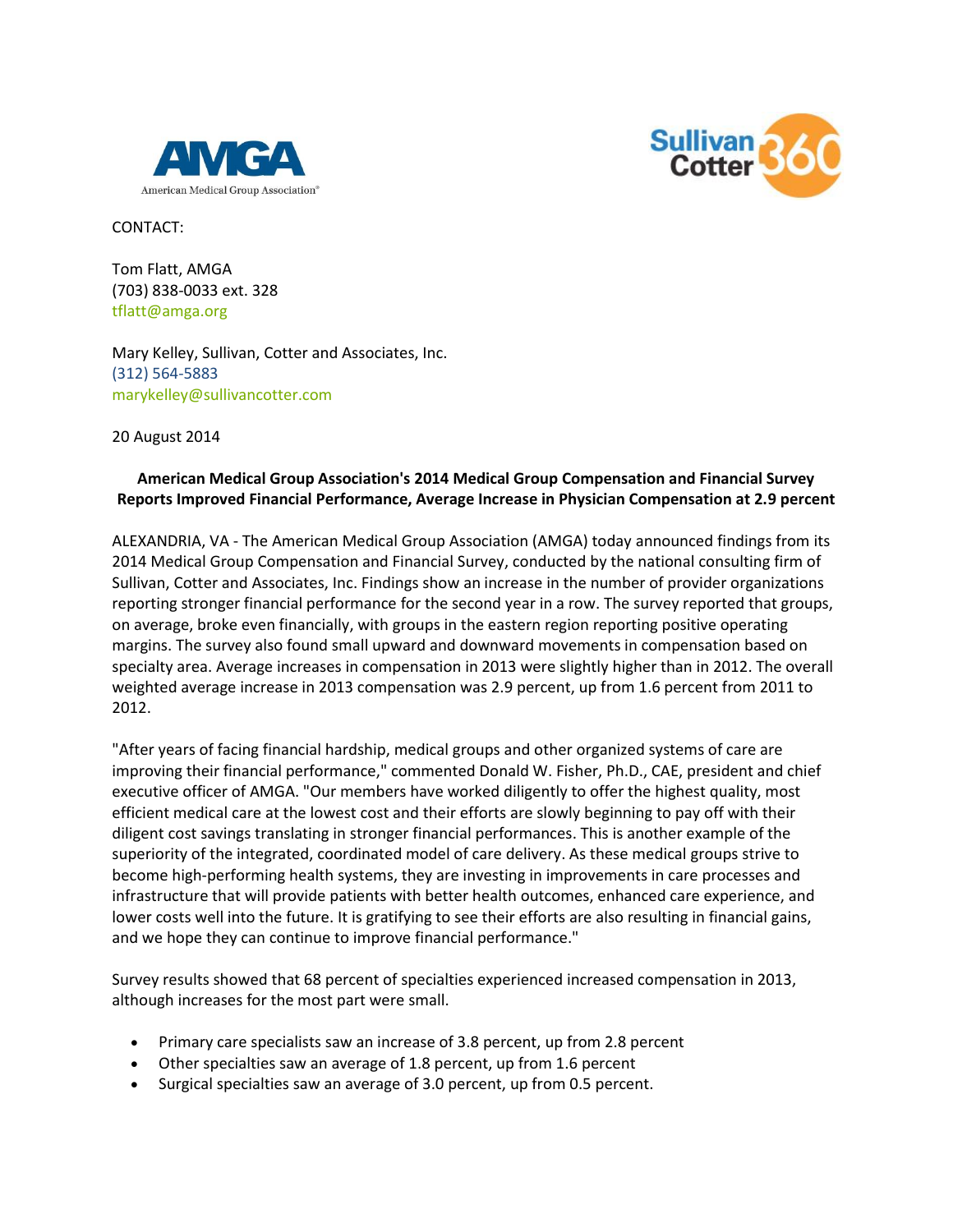CONTACT:

Tom Flatt, AMGA
(703) 838-0033 ext. 328
tflatt@amga.org

Mary Kelley, Sullivan, Cotter and Associates, Inc.
(312) 564-5883
marykelley@sullivancotter.com

20 August 2014

**American Medical Group Association's 2014 Medical Group Compensation and Financial Survey Reports Improved Financial Performance, Average Increase in Physician Compensation at 2.9 percent**

ALEXANDRIA, VA - The American Medical Group Association (AMGA) today announced findings from its 2014 Medical Group Compensation and Financial Survey, conducted by the national consulting firm of Sullivan, Cotter and Associates, Inc. Findings show an increase in the number of provider organizations reporting stronger financial performance for the second year in a row. The survey reported that groups, on average, broke even financially, with groups in the eastern region reporting positive operating margins. The survey also found small upward and downward movements in compensation based on specialty area. Average increases in compensation in 2013 were slightly higher than in 2012. The overall weighted average increase in 2013 compensation was 2.9 percent, up from 1.6 percent from 2011 to 2012.

"After years of facing financial hardship, medical groups and other organized systems of care are improving their financial performance," commented Donald W. Fisher, Ph.D., CAE, president and chief executive officer of AMGA. "Our members have worked diligently to offer the highest quality, most efficient medical care at the lowest cost and their efforts are slowly beginning to pay off with their diligent cost savings translating in stronger financial performances. This is another example of the superiority of the integrated, coordinated model of care delivery. As these medical groups strive to become high-performing health systems, they are investing in improvements in care processes and infrastructure that will provide patients with better health outcomes, enhanced care experience, and lower costs well into the future. It is gratifying to see their efforts are also resulting in financial gains, and we hope they can continue to improve financial performance."

Survey results showed that 68 percent of specialties experienced increased compensation in 2013, although increases for the most part were small.

- Primary care specialists saw an increase of 3.8 percent, up from 2.8 percent
- Other specialties saw an average of 1.8 percent, up from 1.6 percent
- Surgical specialties saw an average of 3.0 percent, up from 0.5 percent.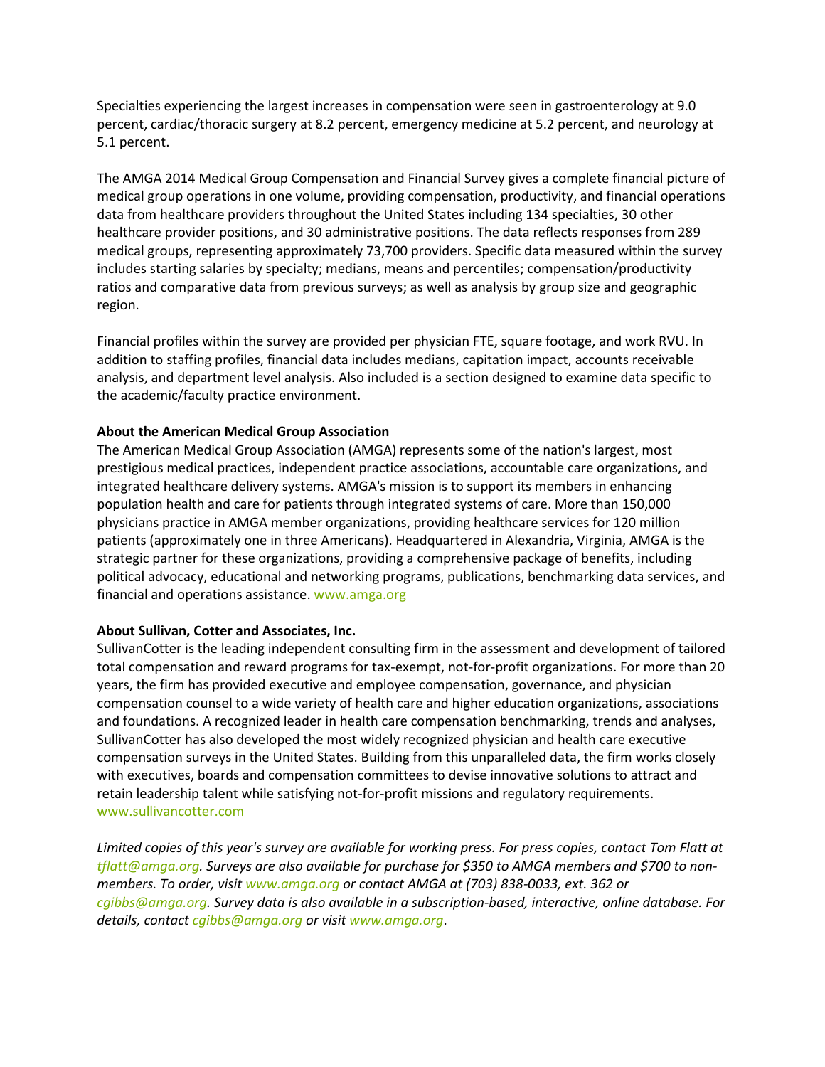Specialties experiencing the largest increases in compensation were seen in gastroenterology at 9.0 percent, cardiac/thoracic surgery at 8.2 percent, emergency medicine at 5.2 percent, and neurology at 5.1 percent.

The AMGA 2014 Medical Group Compensation and Financial Survey gives a complete financial picture of medical group operations in one volume, providing compensation, productivity, and financial operations data from healthcare providers throughout the United States including 134 specialties, 30 other healthcare provider positions, and 30 administrative positions. The data reflects responses from 289 medical groups, representing approximately 73,700 providers. Specific data measured within the survey includes starting salaries by specialty; medians, means and percentiles; compensation/productivity ratios and comparative data from previous surveys; as well as analysis by group size and geographic region.

Financial profiles within the survey are provided per physician FTE, square footage, and work RVU. In addition to staffing profiles, financial data includes medians, capitation impact, accounts receivable analysis, and department level analysis. Also included is a section designed to examine data specific to the academic/faculty practice environment.

**About the American Medical Group Association**
The American Medical Group Association (AMGA) represents some of the nation's largest, most prestigious medical practices, independent practice associations, accountable care organizations, and integrated healthcare delivery systems. AMGA's mission is to support its members in enhancing population health and care for patients through integrated systems of care. More than 150,000 physicians practice in AMGA member organizations, providing healthcare services for 120 million patients (approximately one in three Americans). Headquartered in Alexandria, Virginia, AMGA is the strategic partner for these organizations, providing a comprehensive package of benefits, including political advocacy, educational and networking programs, publications, benchmarking data services, and financial and operations assistance. www.amga.org

**About Sullivan, Cotter and Associates, Inc.**
SullivanCotter is the leading independent consulting firm in the assessment and development of tailored total compensation and reward programs for tax-exempt, not-for-profit organizations. For more than 20 years, the firm has provided executive and employee compensation, governance, and physician compensation counsel to a wide variety of health care and higher education organizations, associations and foundations. A recognized leader in health care compensation benchmarking, trends and analyses, SullivanCotter has also developed the most widely recognized physician and health care executive compensation surveys in the United States. Building from this unparalleled data, the firm works closely with executives, boards and compensation committees to devise innovative solutions to attract and retain leadership talent while satisfying not-for-profit missions and regulatory requirements. www.sullivancotter.com

*Limited copies of this year's survey are available for working press. For press copies, contact Tom Flatt at tflatt@amga.org. Surveys are also available for purchase for $350 to AMGA members and $700 to non-members. To order, visit www.amga.org or contact AMGA at (703) 838-0033, ext. 362 or cgibbs@amga.org. Survey data is also available in a subscription-based, interactive, online database. For details, contact cgibbs@amga.org or visit www.amga.org.*